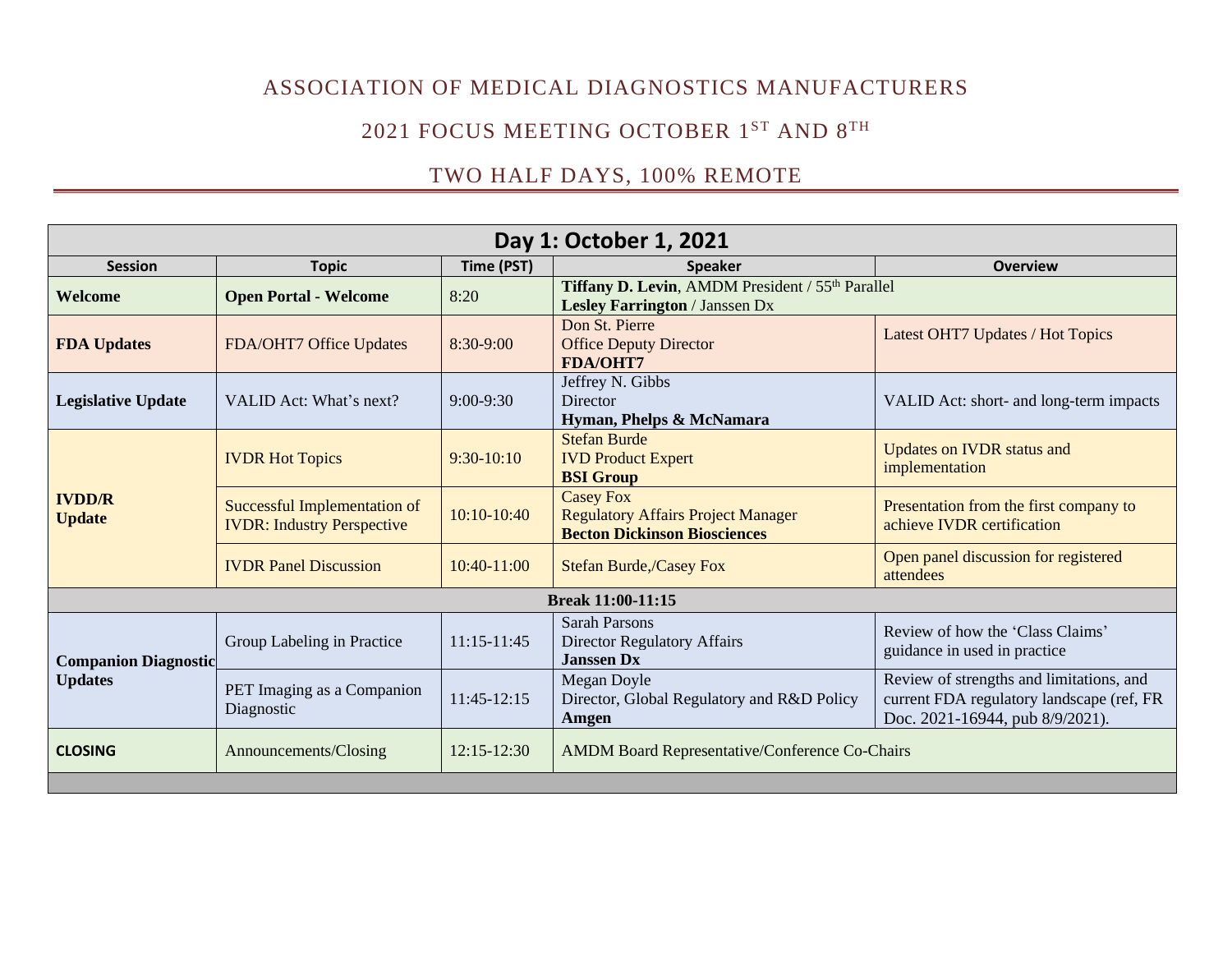# ASSOCIATION OF MEDICAL DIAGNOSTICS MANUFACTURERS

## 2021 FOCUS MEETING OCTOBER 1ST AND 8TH

## TWO HALF DAYS, 100% REMOTE

| Day 1: October 1, 2021 | | | | |
|---|---|---|---|---|
| **Session** | **Topic** | **Time (PST)** | **Speaker** | **Overview** |
| **Welcome** | **Open Portal - Welcome** | 8:20 | **Tiffany D. Levin**, AMDM President / 55th Parallel<br>**Lesley Farrington** / Janssen Dx | |
| **FDA Updates** | FDA/OHT7 Office Updates | 8:30-9:00 | Don St. Pierre<br>Office Deputy Director<br>**FDA/OHT7** | Latest OHT7 Updates / Hot Topics |
| **Legislative Update** | VALID Act: What's next? | 9:00-9:30 | Jeffrey N. Gibbs<br>Director<br>**Hyman, Phelps & McNamara** | VALID Act: short- and long-term impacts |
| **IVDD/R Update** | IVDR Hot Topics | 9:30-10:10 | Stefan Burde<br>IVD Product Expert<br>**BSI Group** | Updates on IVDR status and implementation |
| | Successful Implementation of IVDR: Industry Perspective | 10:10-10:40 | Casey Fox<br>Regulatory Affairs Project Manager<br>**Becton Dickinson Biosciences** | Presentation from the first company to achieve IVDR certification |
| | IVDR Panel Discussion | 10:40-11:00 | Stefan Burde,/Casey Fox | Open panel discussion for registered attendees |
| **Break 11:00-11:15** | | | | |
| **Companion Diagnostic Updates** | Group Labeling in Practice | 11:15-11:45 | Sarah Parsons<br>Director Regulatory Affairs<br>**Janssen Dx** | Review of how the 'Class Claims' guidance in used in practice |
| | PET Imaging as a Companion Diagnostic | 11:45-12:15 | Megan Doyle<br>Director, Global Regulatory and R&D Policy<br>**Amgen** | Review of strengths and limitations, and current FDA regulatory landscape (ref, FR Doc. 2021-16944, pub 8/9/2021). |
| **CLOSING** | Announcements/Closing | 12:15-12:30 | AMDM Board Representative/Conference Co-Chairs | |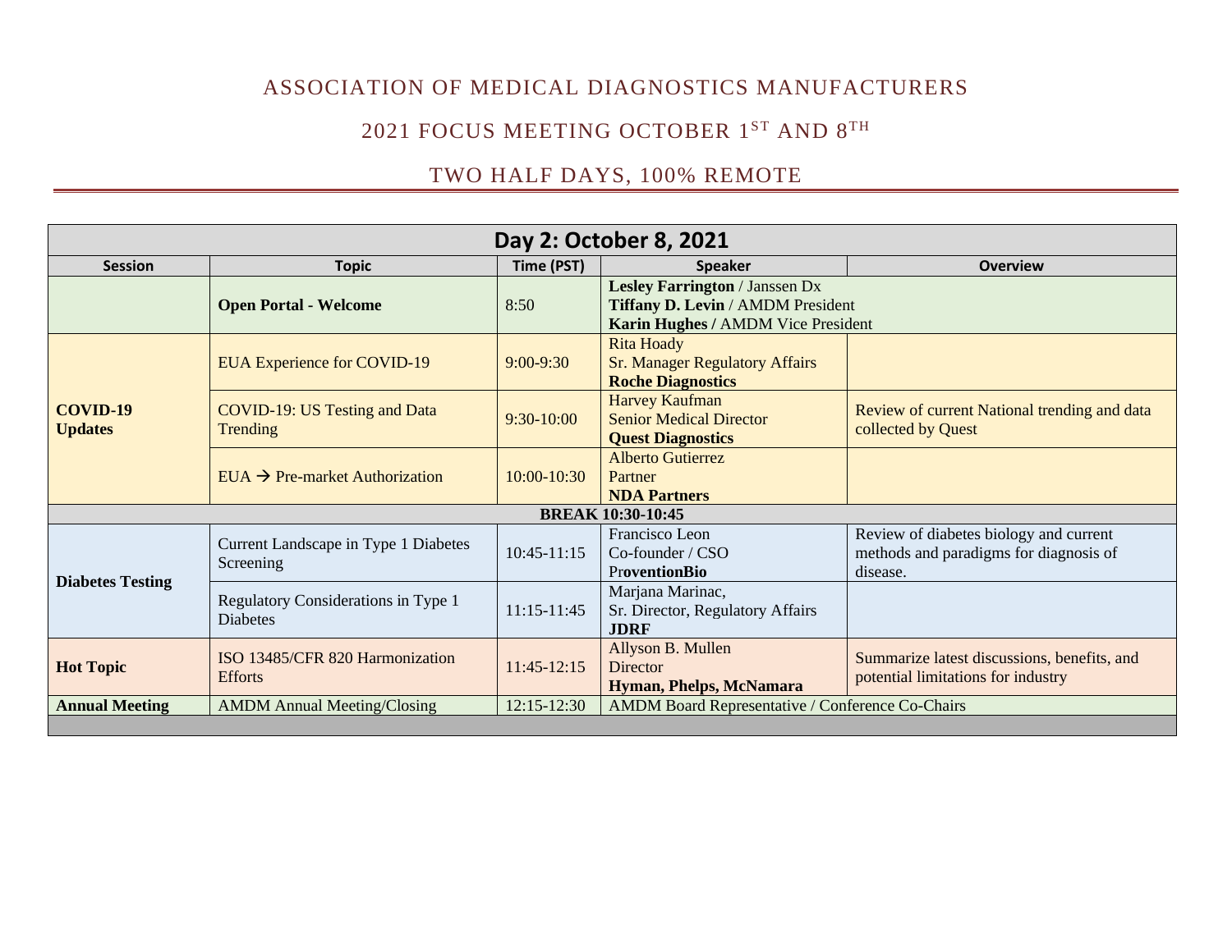# ASSOCIATION OF MEDICAL DIAGNOSTICS MANUFACTURERS

## 2021 FOCUS MEETING OCTOBER 1ST AND 8TH

## TWO HALF DAYS, 100% REMOTE

| Day 2: October 8, 2021 | | | | |
|---|---|---|---|---|
| **Session** | **Topic** | **Time (PST)** | **Speaker** | **Overview** |
| | **Open Portal - Welcome** | 8:50 | **Lesley Farrington** / Janssen Dx<br>**Tiffany D. Levin** / AMDM President<br>**Karin Hughes /** AMDM Vice President | |
| **COVID-19 Updates** | EUA Experience for COVID-19 | 9:00-9:30 | Rita Hoady<br>Sr. Manager Regulatory Affairs<br>**Roche Diagnostics** | |
| | COVID-19: US Testing and Data Trending | 9:30-10:00 | Harvey Kaufman<br>Senior Medical Director<br>**Quest Diagnostics** | Review of current National trending and data collected by Quest |
| | EUA → Pre-market Authorization | 10:00-10:30 | Alberto Gutierrez<br>Partner<br>**NDA Partners** | |
| **BREAK 10:30-10:45** | | | | |
| **Diabetes Testing** | Current Landscape in Type 1 Diabetes Screening | 10:45-11:15 | Francisco Leon<br>Co-founder / CSO<br>Pr**oventionBio** | Review of diabetes biology and current methods and paradigms for diagnosis of disease. |
| | Regulatory Considerations in Type 1 Diabetes | 11:15-11:45 | Marjana Marinac,<br>Sr. Director, Regulatory Affairs<br>**JDRF** | |
| **Hot Topic** | ISO 13485/CFR 820 Harmonization Efforts | 11:45-12:15 | Allyson B. Mullen<br>Director<br>**Hyman, Phelps, McNamara** | Summarize latest discussions, benefits, and potential limitations for industry |
| **Annual Meeting** | AMDM Annual Meeting/Closing | 12:15-12:30 | AMDM Board Representative / Conference Co-Chairs | |